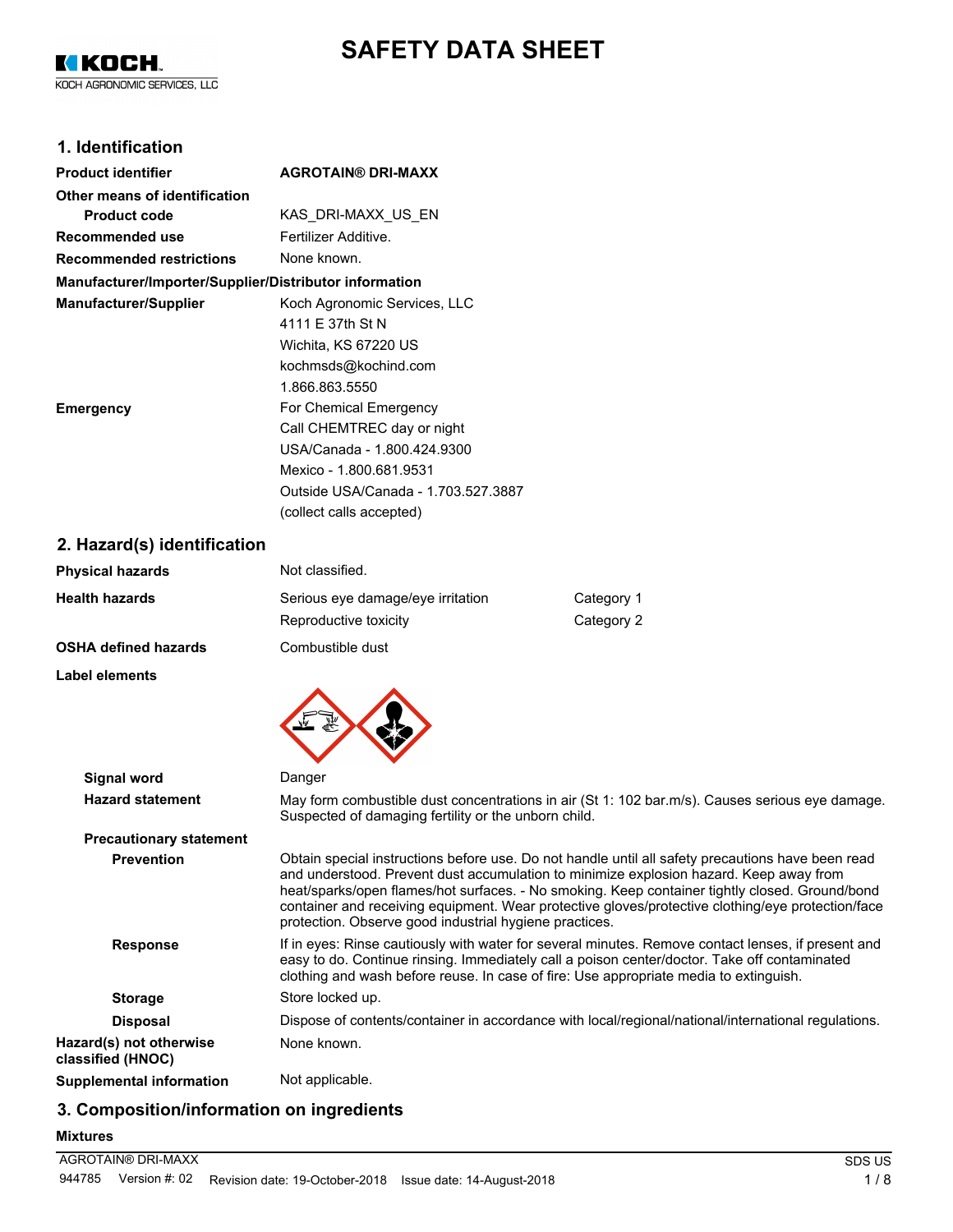# SAFETY DATA SHEET

KOCH AGRONOMIC SERVICES, LLC

## 1. Identification

| | |
|---|---|
| **Product identifier** | **AGROTAIN® DRI-MAXX** |
| **Other means of identification** | |
| **Product code** | KAS_DRI-MAXX_US_EN |
| **Recommended use** | Fertilizer Additive. |
| **Recommended restrictions** | None known. |

**Manufacturer/Importer/Supplier/Distributor information**

| | |
|---|---|
| **Manufacturer/Supplier** | Koch Agronomic Services, LLC<br>4111 E 37th St N<br>Wichita, KS 67220 US<br>kochmsds@kochind.com<br>1.866.863.5550 |
| **Emergency** | For Chemical Emergency<br>Call CHEMTREC day or night<br>USA/Canada - 1.800.424.9300<br>Mexico - 1.800.681.9531<br>Outside USA/Canada - 1.703.527.3887<br>(collect calls accepted) |

## 2. Hazard(s) identification

| | | |
|---|---|---|
| **Physical hazards** | Not classified. | |
| **Health hazards** | Serious eye damage/eye irritation | Category 1 |
| | Reproductive toxicity | Category 2 |
| **OSHA defined hazards** | Combustible dust | |

**Label elements**

**Signal word** Danger

**Hazard statement** May form combustible dust concentrations in air (St 1: 102 bar.m/s). Causes serious eye damage. Suspected of damaging fertility or the unborn child.

**Precautionary statement**

**Prevention** Obtain special instructions before use. Do not handle until all safety precautions have been read and understood. Prevent dust accumulation to minimize explosion hazard. Keep away from heat/sparks/open flames/hot surfaces. - No smoking. Keep container tightly closed. Ground/bond container and receiving equipment. Wear protective gloves/protective clothing/eye protection/face protection. Observe good industrial hygiene practices.

**Response** If in eyes: Rinse cautiously with water for several minutes. Remove contact lenses, if present and easy to do. Continue rinsing. Immediately call a poison center/doctor. Take off contaminated clothing and wash before reuse. In case of fire: Use appropriate media to extinguish.

**Storage** Store locked up.

**Disposal** Dispose of contents/container in accordance with local/regional/national/international regulations.

**Hazard(s) not otherwise classified (HNOC)** None known.

**Supplemental information** Not applicable.

## 3. Composition/information on ingredients

**Mixtures**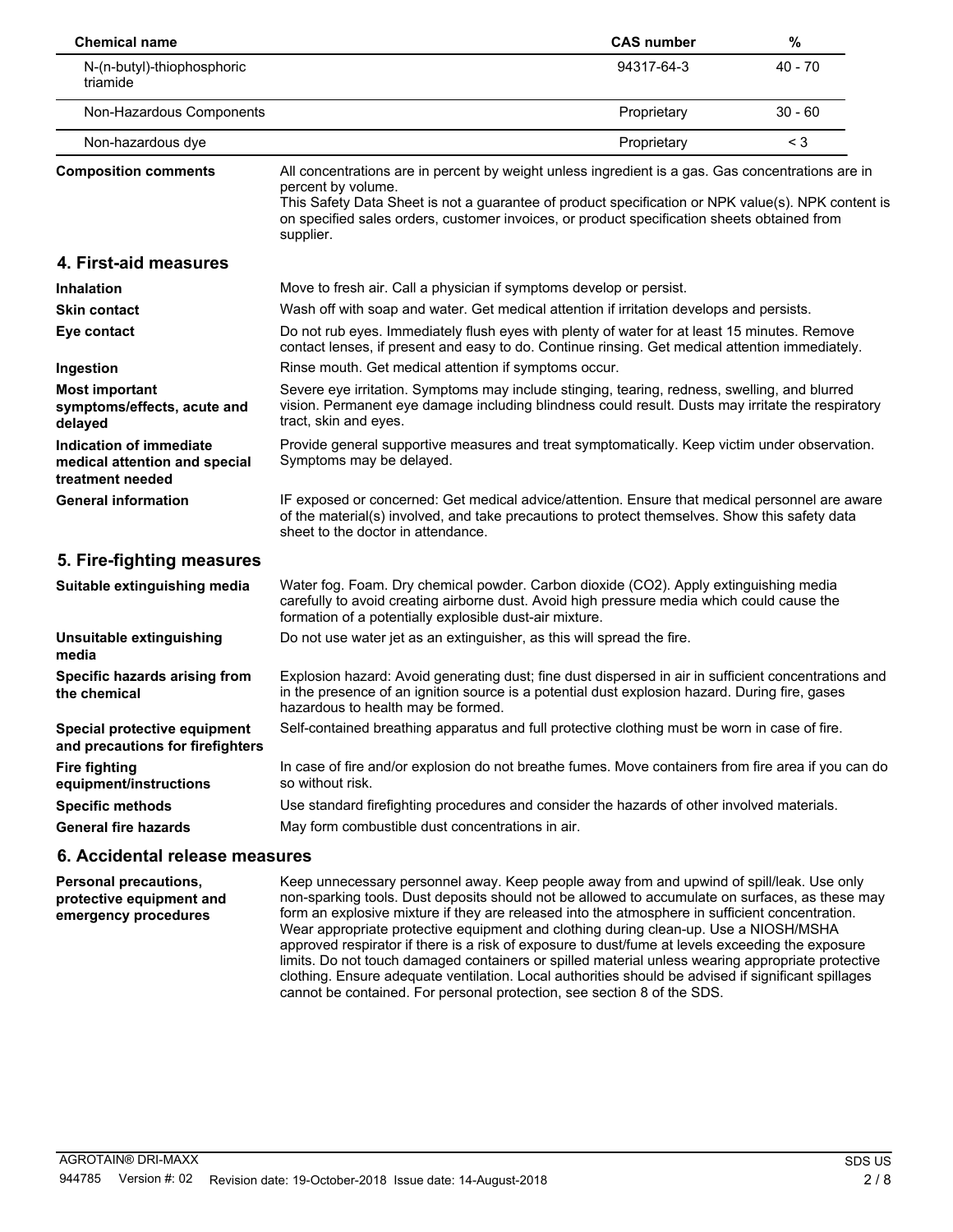| Chemical name | CAS number | % |
|---|---|---|
| N-(n-butyl)-thiophosphoric triamide | 94317-64-3 | 40 - 70 |
| Non-Hazardous Components | Proprietary | 30 - 60 |
| Non-hazardous dye | Proprietary | < 3 |

**Composition comments** All concentrations are in percent by weight unless ingredient is a gas. Gas concentrations are in percent by volume.
This Safety Data Sheet is not a guarantee of product specification or NPK value(s). NPK content is on specified sales orders, customer invoices, or product specification sheets obtained from supplier.

## 4. First-aid measures

**Inhalation** Move to fresh air. Call a physician if symptoms develop or persist.

**Skin contact** Wash off with soap and water. Get medical attention if irritation develops and persists.

**Eye contact** Do not rub eyes. Immediately flush eyes with plenty of water for at least 15 minutes. Remove contact lenses, if present and easy to do. Continue rinsing. Get medical attention immediately.

**Ingestion** Rinse mouth. Get medical attention if symptoms occur.

**Most important symptoms/effects, acute and delayed** Severe eye irritation. Symptoms may include stinging, tearing, redness, swelling, and blurred vision. Permanent eye damage including blindness could result. Dusts may irritate the respiratory tract, skin and eyes.

**Indication of immediate medical attention and special treatment needed** Provide general supportive measures and treat symptomatically. Keep victim under observation. Symptoms may be delayed.

**General information** IF exposed or concerned: Get medical advice/attention. Ensure that medical personnel are aware of the material(s) involved, and take precautions to protect themselves. Show this safety data sheet to the doctor in attendance.

## 5. Fire-fighting measures

**Suitable extinguishing media** Water fog. Foam. Dry chemical powder. Carbon dioxide ($CO_2$). Apply extinguishing media carefully to avoid creating airborne dust. Avoid high pressure media which could cause the formation of a potentially explosible dust-air mixture.

**Unsuitable extinguishing media** Do not use water jet as an extinguisher, as this will spread the fire.

**Specific hazards arising from the chemical** Explosion hazard: Avoid generating dust; fine dust dispersed in air in sufficient concentrations and in the presence of an ignition source is a potential dust explosion hazard. During fire, gases hazardous to health may be formed.

**Special protective equipment and precautions for firefighters** Self-contained breathing apparatus and full protective clothing must be worn in case of fire.

**Fire fighting equipment/instructions** In case of fire and/or explosion do not breathe fumes. Move containers from fire area if you can do so without risk.

**Specific methods** Use standard firefighting procedures and consider the hazards of other involved materials.

**General fire hazards** May form combustible dust concentrations in air.

## 6. Accidental release measures

**Personal precautions, protective equipment and emergency procedures** Keep unnecessary personnel away. Keep people away from and upwind of spill/leak. Use only non-sparking tools. Dust deposits should not be allowed to accumulate on surfaces, as these may form an explosive mixture if they are released into the atmosphere in sufficient concentration. Wear appropriate protective equipment and clothing during clean-up. Use a NIOSH/MSHA approved respirator if there is a risk of exposure to dust/fume at levels exceeding the exposure limits. Do not touch damaged containers or spilled material unless wearing appropriate protective clothing. Ensure adequate ventilation. Local authorities should be advised if significant spillages cannot be contained. For personal protection, see section 8 of the SDS.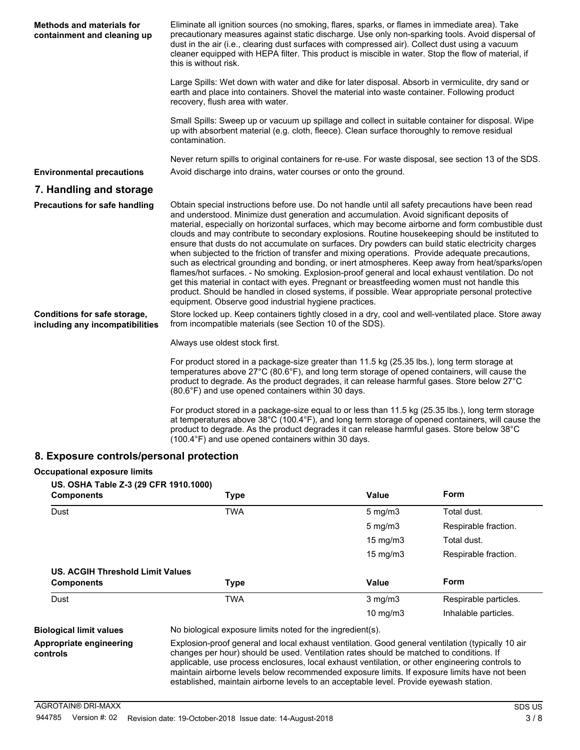**Methods and materials for containment and cleaning up**

Eliminate all ignition sources (no smoking, flares, sparks, or flames in immediate area). Take precautionary measures against static discharge. Use only non-sparking tools. Avoid dispersal of dust in the air (i.e., clearing dust surfaces with compressed air). Collect dust using a vacuum cleaner equipped with HEPA filter. This product is miscible in water. Stop the flow of material, if this is without risk.

Large Spills: Wet down with water and dike for later disposal. Absorb in vermiculite, dry sand or earth and place into containers. Shovel the material into waste container. Following product recovery, flush area with water.

Small Spills: Sweep up or vacuum up spillage and collect in suitable container for disposal. Wipe up with absorbent material (e.g. cloth, fleece). Clean surface thoroughly to remove residual contamination.

Never return spills to original containers for re-use. For waste disposal, see section 13 of the SDS.

**Environmental precautions**

Avoid discharge into drains, water courses or onto the ground.

## 7. Handling and storage

**Precautions for safe handling**

Obtain special instructions before use. Do not handle until all safety precautions have been read and understood. Minimize dust generation and accumulation. Avoid significant deposits of material, especially on horizontal surfaces, which may become airborne and form combustible dust clouds and may contribute to secondary explosions. Routine housekeeping should be instituted to ensure that dusts do not accumulate on surfaces. Dry powders can build static electricity charges when subjected to the friction of transfer and mixing operations. Provide adequate precautions, such as electrical grounding and bonding, or inert atmospheres. Keep away from heat/sparks/open flames/hot surfaces. - No smoking. Explosion-proof general and local exhaust ventilation. Do not get this material in contact with eyes. Pregnant or breastfeeding women must not handle this product. Should be handled in closed systems, if possible. Wear appropriate personal protective equipment. Observe good industrial hygiene practices.

**Conditions for safe storage, including any incompatibilities**

Store locked up. Keep containers tightly closed in a dry, cool and well-ventilated place. Store away from incompatible materials (see Section 10 of the SDS).

Always use oldest stock first.

For product stored in a package-size greater than 11.5 kg (25.35 lbs.), long term storage at temperatures above 27°C (80.6°F), and long term storage of opened containers, will cause the product to degrade. As the product degrades, it can release harmful gases. Store below 27°C (80.6°F) and use opened containers within 30 days.

For product stored in a package-size equal to or less than 11.5 kg (25.35 lbs.), long term storage at temperatures above 38°C (100.4°F), and long term storage of opened containers, will cause the product to degrade. As the product degrades it can release harmful gases. Store below 38°C (100.4°F) and use opened containers within 30 days.

## 8. Exposure controls/personal protection

**Occupational exposure limits**

**US. OSHA Table Z-3 (29 CFR 1910.1000)**

| Components | Type | Value | Form |
|---|---|---|---|
| Dust | TWA | 5 mg/m3 | Total dust. |
| | | 5 mg/m3 | Respirable fraction. |
| | | 15 mg/m3 | Total dust. |
| | | 15 mg/m3 | Respirable fraction. |

**US. ACGIH Threshold Limit Values**

| Components | Type | Value | Form |
|---|---|---|---|
| Dust | TWA | 3 mg/m3 | Respirable particles. |
| | | 10 mg/m3 | Inhalable particles. |

**Biological limit values**

No biological exposure limits noted for the ingredient(s).

**Appropriate engineering controls**

Explosion-proof general and local exhaust ventilation. Good general ventilation (typically 10 air changes per hour) should be used. Ventilation rates should be matched to conditions. If applicable, use process enclosures, local exhaust ventilation, or other engineering controls to maintain airborne levels below recommended exposure limits. If exposure limits have not been established, maintain airborne levels to an acceptable level. Provide eyewash station.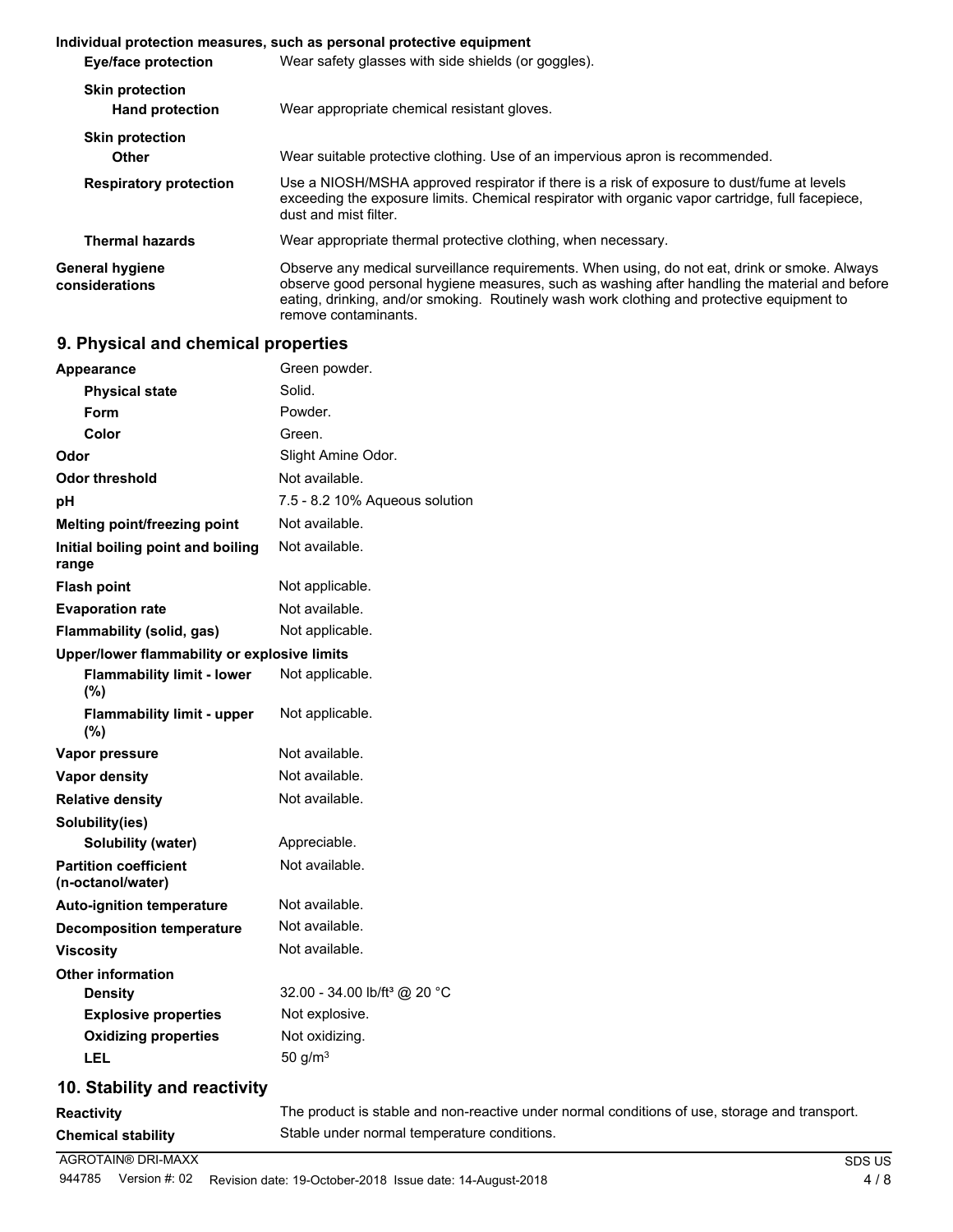**Individual protection measures, such as personal protective equipment**

| | |
|---|---|
| **Eye/face protection** | Wear safety glasses with side shields (or goggles). |
| **Skin protection** | |
| **Hand protection** | Wear appropriate chemical resistant gloves. |
| **Skin protection** | |
| **Other** | Wear suitable protective clothing. Use of an impervious apron is recommended. |
| **Respiratory protection** | Use a NIOSH/MSHA approved respirator if there is a risk of exposure to dust/fume at levels exceeding the exposure limits. Chemical respirator with organic vapor cartridge, full facepiece, dust and mist filter. |
| **Thermal hazards** | Wear appropriate thermal protective clothing, when necessary. |
| **General hygiene considerations** | Observe any medical surveillance requirements. When using, do not eat, drink or smoke. Always observe good personal hygiene measures, such as washing after handling the material and before eating, drinking, and/or smoking. Routinely wash work clothing and protective equipment to remove contaminants. |

## 9. Physical and chemical properties

| | |
|---|---|
| **Appearance** | Green powder. |
| **Physical state** | Solid. |
| **Form** | Powder. |
| **Color** | Green. |
| **Odor** | Slight Amine Odor. |
| **Odor threshold** | Not available. |
| **pH** | 7.5 - 8.2 10% Aqueous solution |
| **Melting point/freezing point** | Not available. |
| **Initial boiling point and boiling range** | Not available. |
| **Flash point** | Not applicable. |
| **Evaporation rate** | Not available. |
| **Flammability (solid, gas)** | Not applicable. |
| **Upper/lower flammability or explosive limits** | |
| **Flammability limit - lower (%)** | Not applicable. |
| **Flammability limit - upper (%)** | Not applicable. |
| **Vapor pressure** | Not available. |
| **Vapor density** | Not available. |
| **Relative density** | Not available. |
| **Solubility(ies)** | |
| **Solubility (water)** | Appreciable. |
| **Partition coefficient (n-octanol/water)** | Not available. |
| **Auto-ignition temperature** | Not available. |
| **Decomposition temperature** | Not available. |
| **Viscosity** | Not available. |
| **Other information** | |
| **Density** | 32.00 - 34.00 lb/ft$^3$ @ 20 °C |
| **Explosive properties** | Not explosive. |
| **Oxidizing properties** | Not oxidizing. |
| **LEL** | 50 g/m$^3$ |

## 10. Stability and reactivity

| | |
|---|---|
| **Reactivity** | The product is stable and non-reactive under normal conditions of use, storage and transport. |
| **Chemical stability** | Stable under normal temperature conditions. |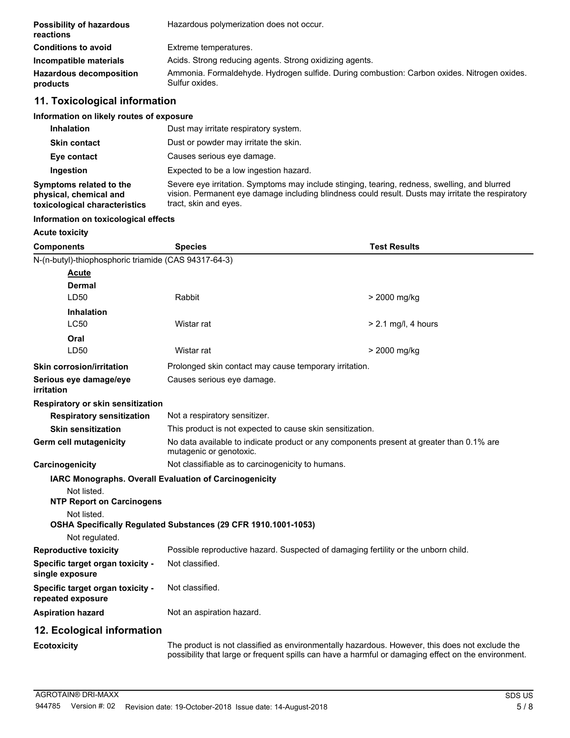| | |
|---|---|
| **Possibility of hazardous reactions** | Hazardous polymerization does not occur. |
| **Conditions to avoid** | Extreme temperatures. |
| **Incompatible materials** | Acids. Strong reducing agents. Strong oxidizing agents. |
| **Hazardous decomposition products** | Ammonia. Formaldehyde. Hydrogen sulfide. During combustion: Carbon oxides. Nitrogen oxides. Sulfur oxides. |

## 11. Toxicological information

**Information on likely routes of exposure**

| | |
|---|---|
| **Inhalation** | Dust may irritate respiratory system. |
| **Skin contact** | Dust or powder may irritate the skin. |
| **Eye contact** | Causes serious eye damage. |
| **Ingestion** | Expected to be a low ingestion hazard. |
| **Symptoms related to the physical, chemical and toxicological characteristics** | Severe eye irritation. Symptoms may include stinging, tearing, redness, swelling, and blurred vision. Permanent eye damage including blindness could result. Dusts may irritate the respiratory tract, skin and eyes. |

**Information on toxicological effects**

**Acute toxicity**

| Components | Species | Test Results |
|---|---|---|
| N-(n-butyl)-thiophosphoric triamide (CAS 94317-64-3) | | |
| **Acute** | | |
| **Dermal** | | |
| LD50 | Rabbit | > 2000 mg/kg |
| **Inhalation** | | |
| LC50 | Wistar rat | > 2.1 mg/l, 4 hours |
| **Oral** | | |
| LD50 | Wistar rat | > 2000 mg/kg |

| | |
|---|---|
| **Skin corrosion/irritation** | Prolonged skin contact may cause temporary irritation. |
| **Serious eye damage/eye irritation** | Causes serious eye damage. |
| **Respiratory or skin sensitization** | |
| **Respiratory sensitization** | Not a respiratory sensitizer. |
| **Skin sensitization** | This product is not expected to cause skin sensitization. |
| **Germ cell mutagenicity** | No data available to indicate product or any components present at greater than 0.1% are mutagenic or genotoxic. |
| **Carcinogenicity** | Not classifiable as to carcinogenicity to humans. |

**IARC Monographs. Overall Evaluation of Carcinogenicity**

Not listed.

**NTP Report on Carcinogens**

Not listed.

**OSHA Specifically Regulated Substances (29 CFR 1910.1001-1053)**

Not regulated.

| | |
|---|---|
| **Reproductive toxicity** | Possible reproductive hazard. Suspected of damaging fertility or the unborn child. |
| **Specific target organ toxicity - single exposure** | Not classified. |
| **Specific target organ toxicity - repeated exposure** | Not classified. |
| **Aspiration hazard** | Not an aspiration hazard. |

## 12. Ecological information

| | |
|---|---|
| **Ecotoxicity** | The product is not classified as environmentally hazardous. However, this does not exclude the possibility that large or frequent spills can have a harmful or damaging effect on the environment. |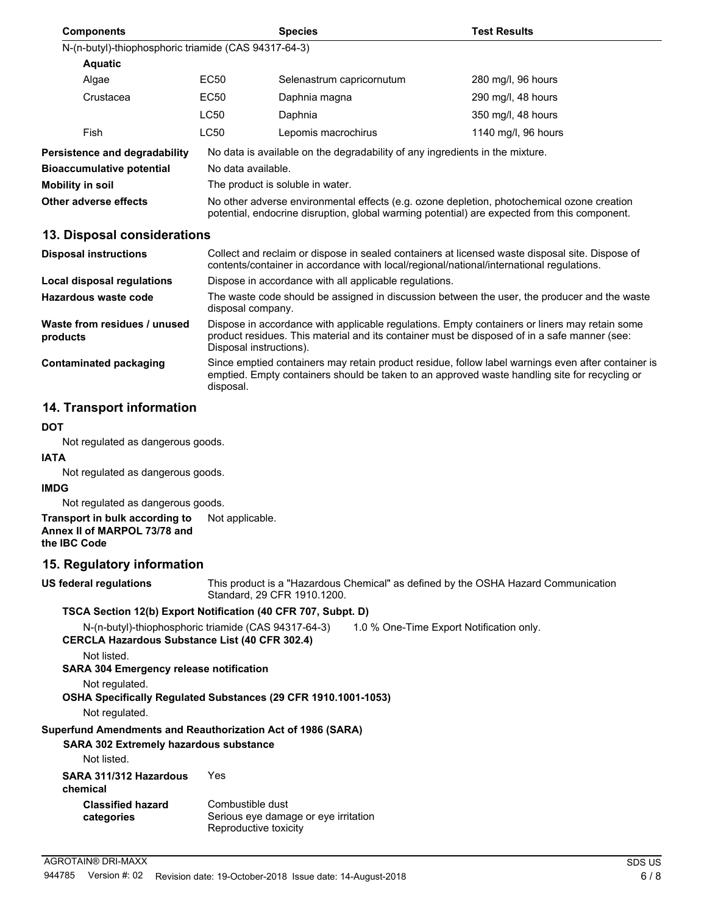| Components | | Species | Test Results |
| --- | --- | --- | --- |
| N-(n-butyl)-thiophosphoric triamide (CAS 94317-64-3) | | | |
| **Aquatic** | | | |
| Algae | EC50 | Selenastrum capricornutum | 280 mg/l, 96 hours |
| Crustacea | EC50 | Daphnia magna | 290 mg/l, 48 hours |
| | LC50 | Daphnia | 350 mg/l, 48 hours |
| Fish | LC50 | Lepomis macrochirus | 1140 mg/l, 96 hours |

**Persistence and degradability** No data is available on the degradability of any ingredients in the mixture.

**Bioaccumulative potential** No data available.

**Mobility in soil** The product is soluble in water.

**Other adverse effects** No other adverse environmental effects (e.g. ozone depletion, photochemical ozone creation potential, endocrine disruption, global warming potential) are expected from this component.

## 13. Disposal considerations

**Disposal instructions** Collect and reclaim or dispose in sealed containers at licensed waste disposal site. Dispose of contents/container in accordance with local/regional/national/international regulations.

**Local disposal regulations** Dispose in accordance with all applicable regulations.

**Hazardous waste code** The waste code should be assigned in discussion between the user, the producer and the waste disposal company.

**Waste from residues / unused products** Dispose in accordance with applicable regulations. Empty containers or liners may retain some product residues. This material and its container must be disposed of in a safe manner (see: Disposal instructions).

**Contaminated packaging** Since emptied containers may retain product residue, follow label warnings even after container is emptied. Empty containers should be taken to an approved waste handling site for recycling or disposal.

## 14. Transport information

**DOT**

Not regulated as dangerous goods.

**IATA**

Not regulated as dangerous goods.

**IMDG**

Not regulated as dangerous goods.

**Transport in bulk according to Annex II of MARPOL 73/78 and the IBC Code** Not applicable.

## 15. Regulatory information

**US federal regulations** This product is a "Hazardous Chemical" as defined by the OSHA Hazard Communication Standard, 29 CFR 1910.1200.

**TSCA Section 12(b) Export Notification (40 CFR 707, Subpt. D)**

N-(n-butyl)-thiophosphoric triamide (CAS 94317-64-3) 1.0 % One-Time Export Notification only.

**CERCLA Hazardous Substance List (40 CFR 302.4)**

Not listed.

**SARA 304 Emergency release notification**

Not regulated.

**OSHA Specifically Regulated Substances (29 CFR 1910.1001-1053)**

Not regulated.

**Superfund Amendments and Reauthorization Act of 1986 (SARA)**

**SARA 302 Extremely hazardous substance**

Not listed.

**SARA 311/312 Hazardous chemical** Yes

**Classified hazard categories** Combustible dust
Serious eye damage or eye irritation
Reproductive toxicity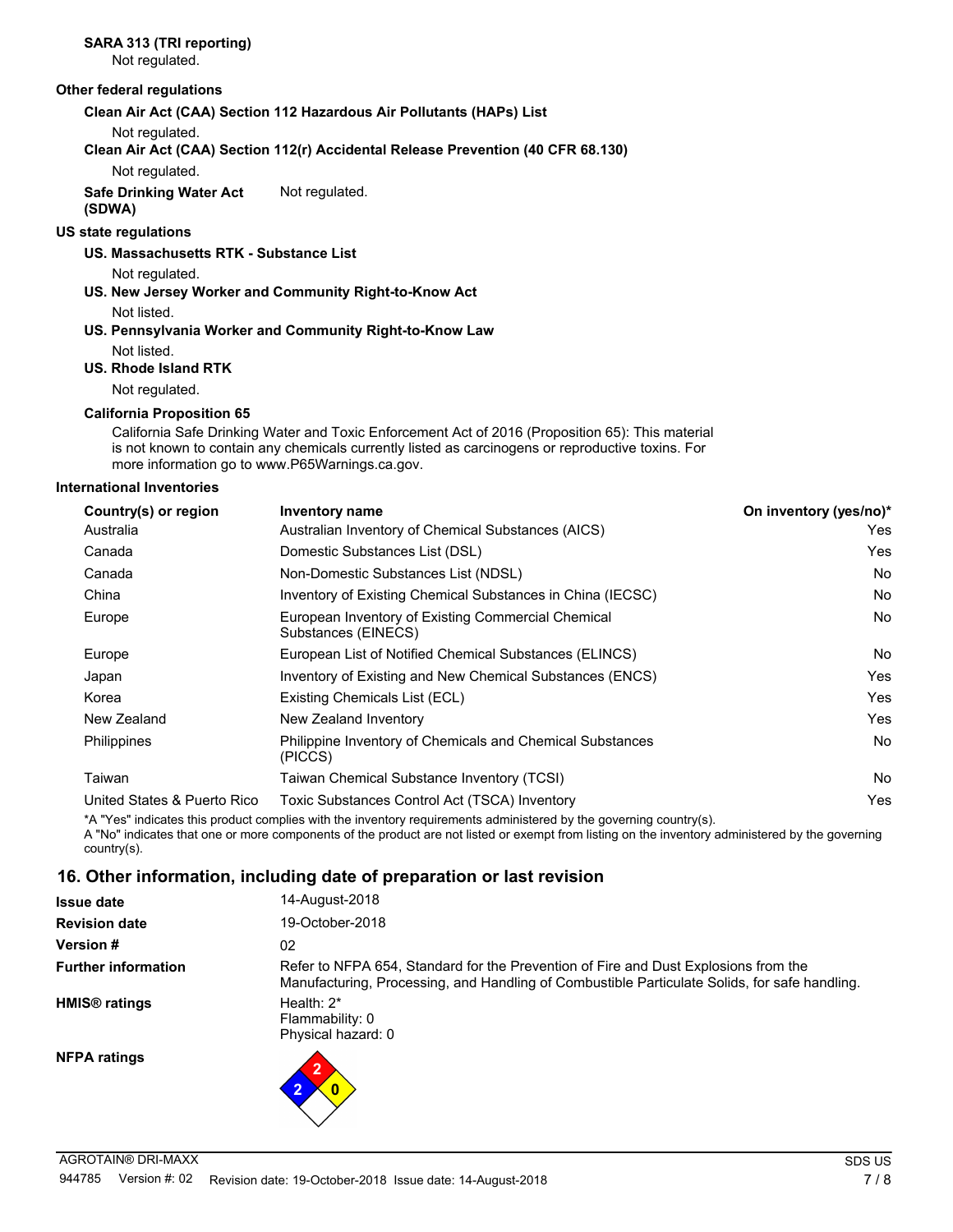**SARA 313 (TRI reporting)**
Not regulated.

**Other federal regulations**

**Clean Air Act (CAA) Section 112 Hazardous Air Pollutants (HAPs) List**
Not regulated.

**Clean Air Act (CAA) Section 112(r) Accidental Release Prevention (40 CFR 68.130)**
Not regulated.

**Safe Drinking Water Act (SDWA)** Not regulated.

**US state regulations**

**US. Massachusetts RTK - Substance List**
Not regulated.

**US. New Jersey Worker and Community Right-to-Know Act**
Not listed.

**US. Pennsylvania Worker and Community Right-to-Know Law**
Not listed.

**US. Rhode Island RTK**
Not regulated.

**California Proposition 65**
California Safe Drinking Water and Toxic Enforcement Act of 2016 (Proposition 65): This material is not known to contain any chemicals currently listed as carcinogens or reproductive toxins. For more information go to www.P65Warnings.ca.gov.

**International Inventories**

| Country(s) or region | Inventory name | On inventory (yes/no)* |
|---|---|---|
| Australia | Australian Inventory of Chemical Substances (AICS) | Yes |
| Canada | Domestic Substances List (DSL) | Yes |
| Canada | Non-Domestic Substances List (NDSL) | No |
| China | Inventory of Existing Chemical Substances in China (IECSC) | No |
| Europe | European Inventory of Existing Commercial Chemical Substances (EINECS) | No |
| Europe | European List of Notified Chemical Substances (ELINCS) | No |
| Japan | Inventory of Existing and New Chemical Substances (ENCS) | Yes |
| Korea | Existing Chemicals List (ECL) | Yes |
| New Zealand | New Zealand Inventory | Yes |
| Philippines | Philippine Inventory of Chemicals and Chemical Substances (PICCS) | No |
| Taiwan | Taiwan Chemical Substance Inventory (TCSI) | No |
| United States & Puerto Rico | Toxic Substances Control Act (TSCA) Inventory | Yes |

*A "Yes" indicates this product complies with the inventory requirements administered by the governing country(s).
A "No" indicates that one or more components of the product are not listed or exempt from listing on the inventory administered by the governing country(s).

## 16. Other information, including date of preparation or last revision

**Issue date** 14-August-2018

**Revision date** 19-October-2018

**Version #** 02

**Further information** Refer to NFPA 654, Standard for the Prevention of Fire and Dust Explosions from the Manufacturing, Processing, and Handling of Combustible Particulate Solids, for safe handling.

**HMIS® ratings**
Health: 2*
Flammability: 0
Physical hazard: 0

**NFPA ratings**
Flammability: 2
Health: 2
Instability: 0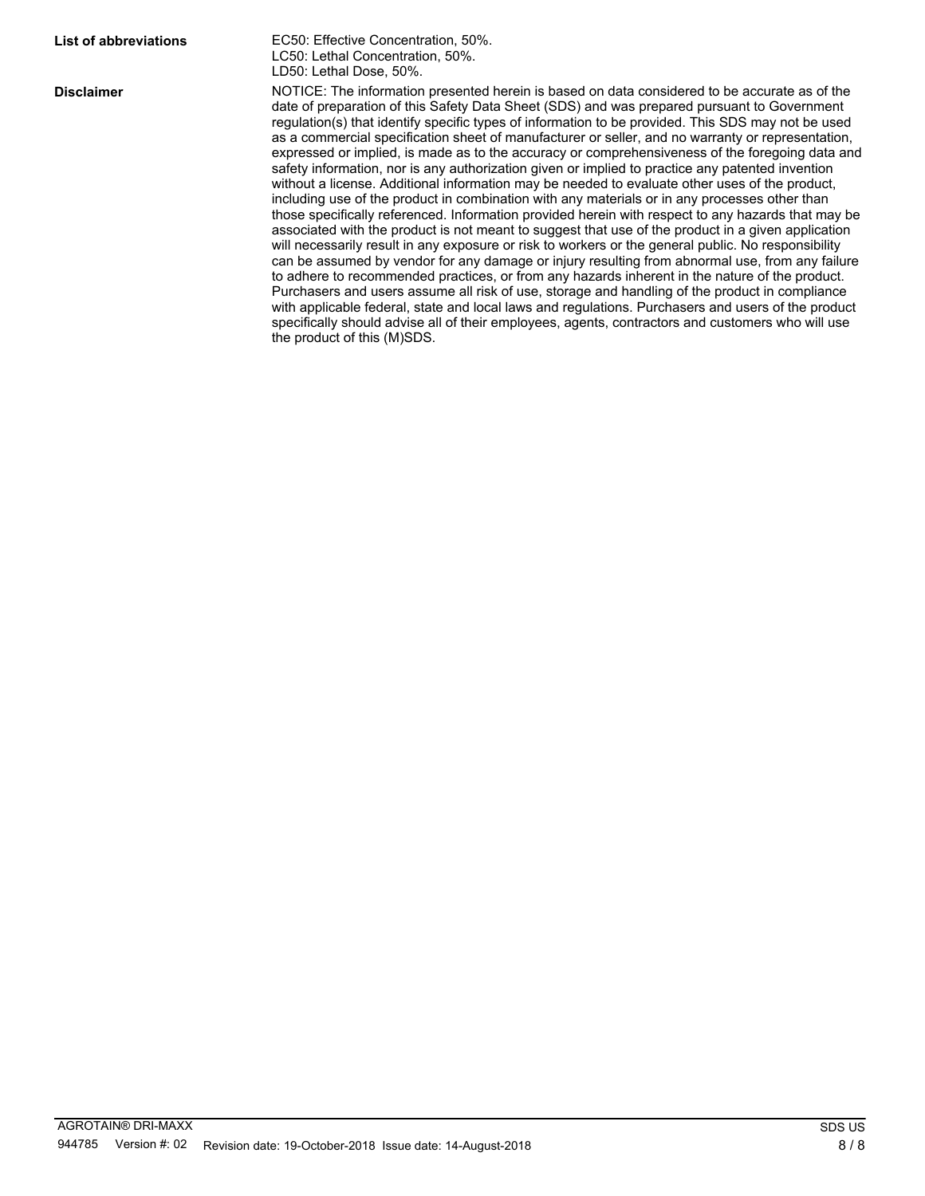**List of abbreviations**

EC50: Effective Concentration, 50%.
LC50: Lethal Concentration, 50%.
LD50: Lethal Dose, 50%.

**Disclaimer**

NOTICE: The information presented herein is based on data considered to be accurate as of the date of preparation of this Safety Data Sheet (SDS) and was prepared pursuant to Government regulation(s) that identify specific types of information to be provided. This SDS may not be used as a commercial specification sheet of manufacturer or seller, and no warranty or representation, expressed or implied, is made as to the accuracy or comprehensiveness of the foregoing data and safety information, nor is any authorization given or implied to practice any patented invention without a license. Additional information may be needed to evaluate other uses of the product, including use of the product in combination with any materials or in any processes other than those specifically referenced. Information provided herein with respect to any hazards that may be associated with the product is not meant to suggest that use of the product in a given application will necessarily result in any exposure or risk to workers or the general public. No responsibility can be assumed by vendor for any damage or injury resulting from abnormal use, from any failure to adhere to recommended practices, or from any hazards inherent in the nature of the product. Purchasers and users assume all risk of use, storage and handling of the product in compliance with applicable federal, state and local laws and regulations. Purchasers and users of the product specifically should advise all of their employees, agents, contractors and customers who will use the product of this (M)SDS.